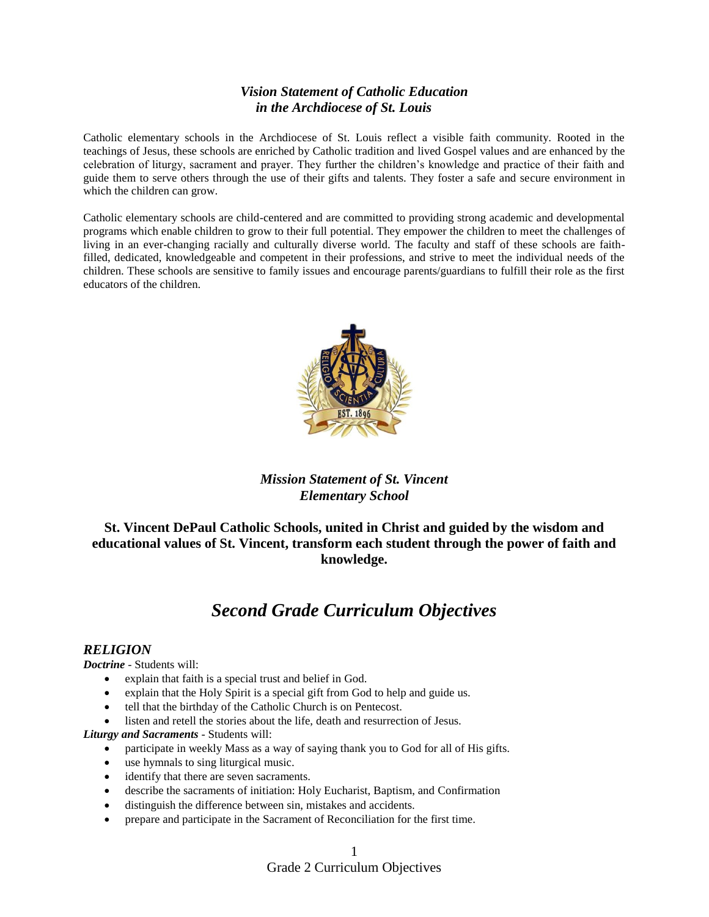## *Vision Statement of Catholic Education in the Archdiocese of St. Louis*

Catholic elementary schools in the Archdiocese of St. Louis reflect a visible faith community. Rooted in the teachings of Jesus, these schools are enriched by Catholic tradition and lived Gospel values and are enhanced by the celebration of liturgy, sacrament and prayer. They further the children's knowledge and practice of their faith and guide them to serve others through the use of their gifts and talents. They foster a safe and secure environment in which the children can grow.

Catholic elementary schools are child-centered and are committed to providing strong academic and developmental programs which enable children to grow to their full potential. They empower the children to meet the challenges of living in an ever-changing racially and culturally diverse world. The faculty and staff of these schools are faith-filled, dedicated, knowledgeable and competent in their professions, and strive to meet the individual needs of the children. These schools are sensitive to family issues and encourage parents/guardians to fulfill their role as the first educators of the children.

## *Mission Statement of St. Vincent Elementary School*

**St. Vincent DePaul Catholic Schools, united in Christ and guided by the wisdom and educational values of St. Vincent, transform each student through the power of faith and knowledge.**

# *Second Grade Curriculum Objectives*

## *RELIGION*

***Doctrine*** - Students will:

- explain that faith is a special trust and belief in God.
- explain that the Holy Spirit is a special gift from God to help and guide us.
- tell that the birthday of the Catholic Church is on Pentecost.
- listen and retell the stories about the life, death and resurrection of Jesus.

***Liturgy and Sacraments*** - Students will:

- participate in weekly Mass as a way of saying thank you to God for all of His gifts.
- use hymnals to sing liturgical music.
- identify that there are seven sacraments.
- describe the sacraments of initiation: Holy Eucharist, Baptism, and Confirmation
- distinguish the difference between sin, mistakes and accidents.
- prepare and participate in the Sacrament of Reconciliation for the first time.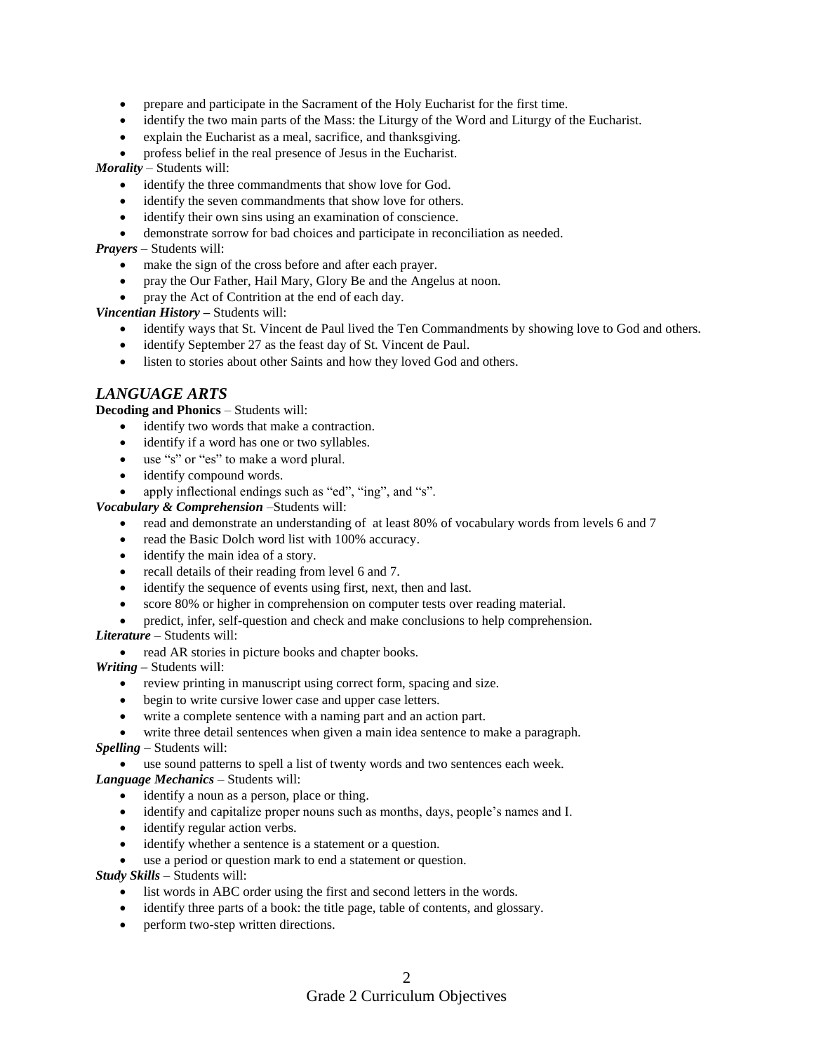- prepare and participate in the Sacrament of the Holy Eucharist for the first time.
- identify the two main parts of the Mass: the Liturgy of the Word and Liturgy of the Eucharist.
- explain the Eucharist as a meal, sacrifice, and thanksgiving.
- profess belief in the real presence of Jesus in the Eucharist.

***Morality*** – Students will:

- identify the three commandments that show love for God.
- identify the seven commandments that show love for others.
- identify their own sins using an examination of conscience.
- demonstrate sorrow for bad choices and participate in reconciliation as needed.

***Prayers*** – Students will:

- make the sign of the cross before and after each prayer.
- pray the Our Father, Hail Mary, Glory Be and the Angelus at noon.
- pray the Act of Contrition at the end of each day.

***Vincentian History*** **–** Students will:

- identify ways that St. Vincent de Paul lived the Ten Commandments by showing love to God and others.
- identify September 27 as the feast day of St. Vincent de Paul.
- listen to stories about other Saints and how they loved God and others.

## *LANGUAGE ARTS*

**Decoding and Phonics** – Students will:

- identify two words that make a contraction.
- identify if a word has one or two syllables.
- use "s" or "es" to make a word plural.
- identify compound words.
- apply inflectional endings such as "ed", "ing", and "s".

***Vocabulary & Comprehension*** –Students will:

- read and demonstrate an understanding of at least 80% of vocabulary words from levels 6 and 7
- read the Basic Dolch word list with 100% accuracy.
- identify the main idea of a story.
- recall details of their reading from level 6 and 7.
- identify the sequence of events using first, next, then and last.
- score 80% or higher in comprehension on computer tests over reading material.
- predict, infer, self-question and check and make conclusions to help comprehension.

***Literature*** – Students will:

- read AR stories in picture books and chapter books.

***Writing*** **–** Students will:

- review printing in manuscript using correct form, spacing and size.
- begin to write cursive lower case and upper case letters.
- write a complete sentence with a naming part and an action part.
- write three detail sentences when given a main idea sentence to make a paragraph.

***Spelling*** – Students will:

- use sound patterns to spell a list of twenty words and two sentences each week.

***Language Mechanics*** – Students will:

- identify a noun as a person, place or thing.
- identify and capitalize proper nouns such as months, days, people's names and I.
- identify regular action verbs.
- identify whether a sentence is a statement or a question.
- use a period or question mark to end a statement or question.

***Study Skills*** – Students will:

- list words in ABC order using the first and second letters in the words.
- identify three parts of a book: the title page, table of contents, and glossary.
- perform two-step written directions.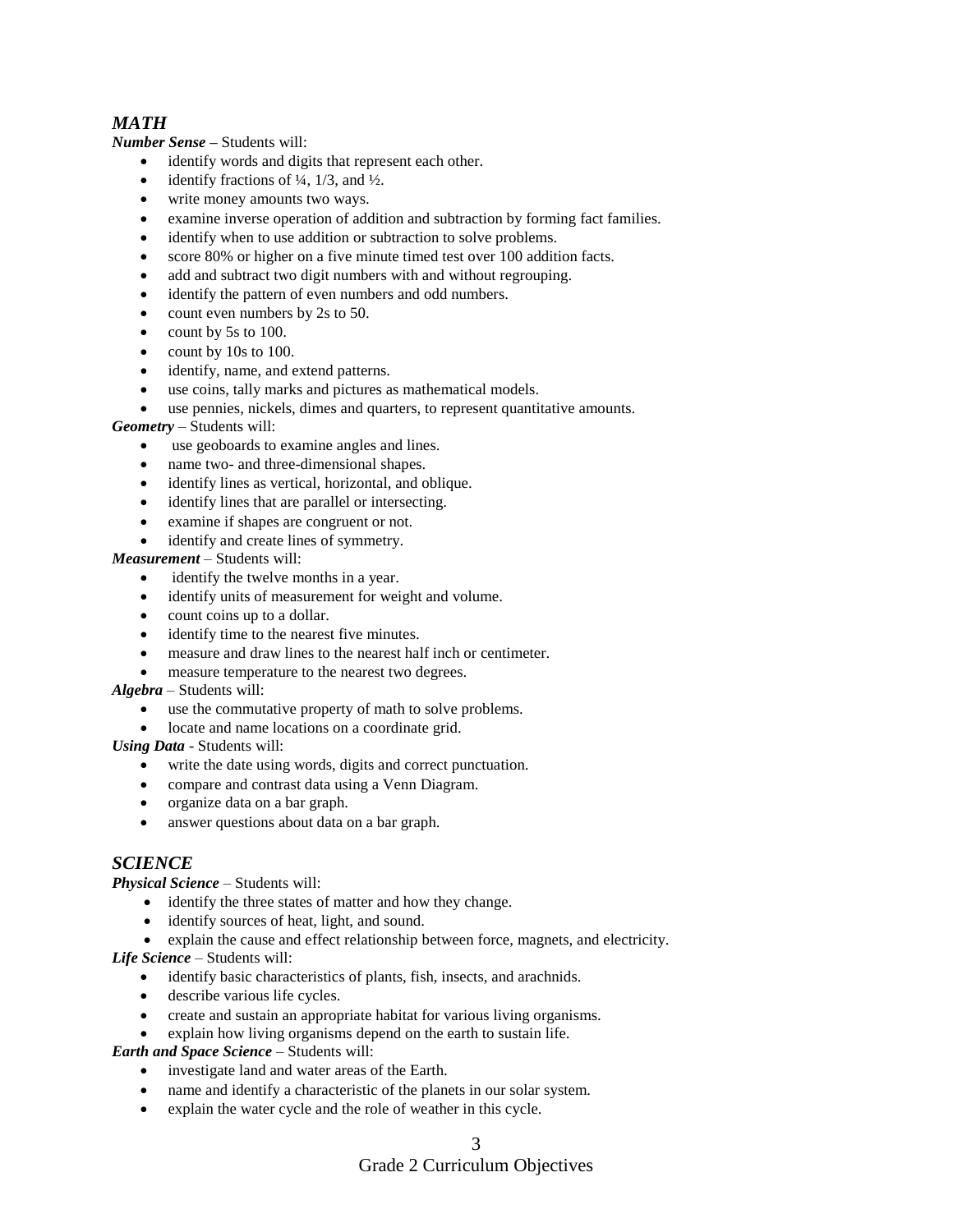## *MATH*

***Number Sense*** **–** Students will:

- identify words and digits that represent each other.
- identify fractions of ¼, 1/3, and ½.
- write money amounts two ways.
- examine inverse operation of addition and subtraction by forming fact families.
- identify when to use addition or subtraction to solve problems.
- score 80% or higher on a five minute timed test over 100 addition facts.
- add and subtract two digit numbers with and without regrouping.
- identify the pattern of even numbers and odd numbers.
- count even numbers by 2s to 50.
- count by 5s to 100.
- count by 10s to 100.
- identify, name, and extend patterns.
- use coins, tally marks and pictures as mathematical models.
- use pennies, nickels, dimes and quarters, to represent quantitative amounts.

***Geometry*** – Students will:

- use geoboards to examine angles and lines.
- name two- and three-dimensional shapes.
- identify lines as vertical, horizontal, and oblique.
- identify lines that are parallel or intersecting.
- examine if shapes are congruent or not.
- identify and create lines of symmetry.

***Measurement*** – Students will:

- identify the twelve months in a year.
- identify units of measurement for weight and volume.
- count coins up to a dollar.
- identify time to the nearest five minutes.
- measure and draw lines to the nearest half inch or centimeter.
- measure temperature to the nearest two degrees.

***Algebra*** – Students will:

- use the commutative property of math to solve problems.
- locate and name locations on a coordinate grid.

***Using Data*** - Students will:

- write the date using words, digits and correct punctuation.
- compare and contrast data using a Venn Diagram.
- organize data on a bar graph.
- answer questions about data on a bar graph.

## *SCIENCE*

***Physical Science*** – Students will:

- identify the three states of matter and how they change.
- identify sources of heat, light, and sound.
- explain the cause and effect relationship between force, magnets, and electricity.

***Life Science*** – Students will:

- identify basic characteristics of plants, fish, insects, and arachnids.
- describe various life cycles.
- create and sustain an appropriate habitat for various living organisms.
- explain how living organisms depend on the earth to sustain life.

***Earth and Space Science*** – Students will:

- investigate land and water areas of the Earth.
- name and identify a characteristic of the planets in our solar system.
- explain the water cycle and the role of weather in this cycle.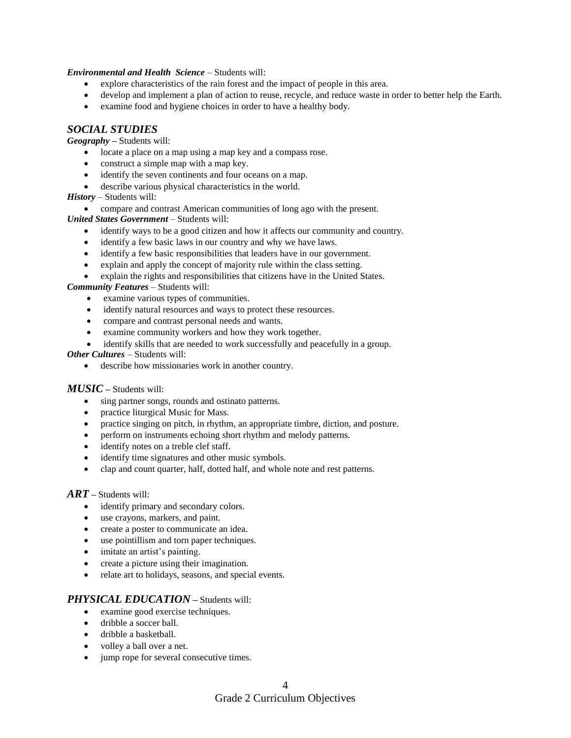***Environmental and Health Science*** – Students will:

- explore characteristics of the rain forest and the impact of people in this area.
- develop and implement a plan of action to reuse, recycle, and reduce waste in order to better help the Earth.
- examine food and hygiene choices in order to have a healthy body.

## *SOCIAL STUDIES*

***Geography*** – Students will:

- locate a place on a map using a map key and a compass rose.
- construct a simple map with a map key.
- identify the seven continents and four oceans on a map.
- describe various physical characteristics in the world.

***History*** – Students will:

- compare and contrast American communities of long ago with the present.

***United States Government*** – Students will:

- identify ways to be a good citizen and how it affects our community and country.
- identify a few basic laws in our country and why we have laws.
- identify a few basic responsibilities that leaders have in our government.
- explain and apply the concept of majority rule within the class setting.
- explain the rights and responsibilities that citizens have in the United States.

***Community Features*** – Students will:

- examine various types of communities.
- identify natural resources and ways to protect these resources.
- compare and contrast personal needs and wants.
- examine community workers and how they work together.
- identify skills that are needed to work successfully and peacefully in a group.

***Other Cultures*** – Students will:

- describe how missionaries work in another country.

## *MUSIC* – Students will:

- sing partner songs, rounds and ostinato patterns.
- practice liturgical Music for Mass.
- practice singing on pitch, in rhythm, an appropriate timbre, diction, and posture.
- perform on instruments echoing short rhythm and melody patterns.
- identify notes on a treble clef staff.
- identify time signatures and other music symbols.
- clap and count quarter, half, dotted half, and whole note and rest patterns.

## *ART* – Students will:

- identify primary and secondary colors.
- use crayons, markers, and paint.
- create a poster to communicate an idea.
- use pointillism and torn paper techniques.
- imitate an artist's painting.
- create a picture using their imagination.
- relate art to holidays, seasons, and special events.

## *PHYSICAL EDUCATION* – Students will:

- examine good exercise techniques.
- dribble a soccer ball.
- dribble a basketball.
- volley a ball over a net.
- jump rope for several consecutive times.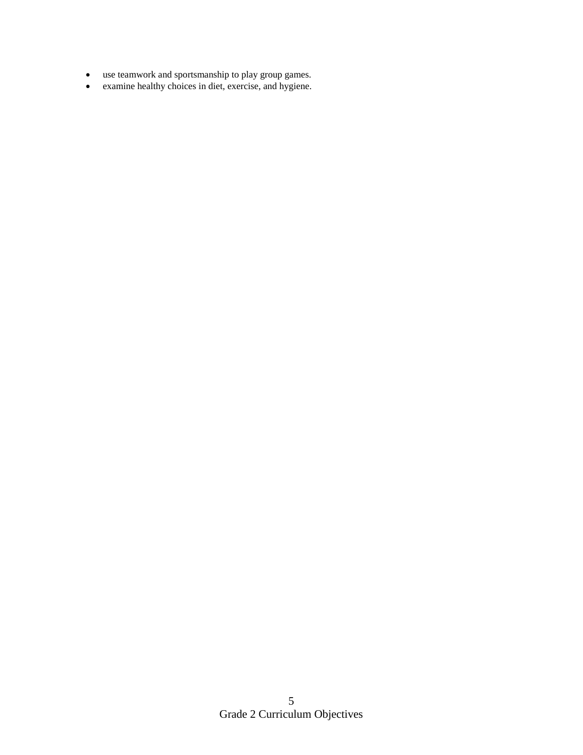- use teamwork and sportsmanship to play group games.
- examine healthy choices in diet, exercise, and hygiene.